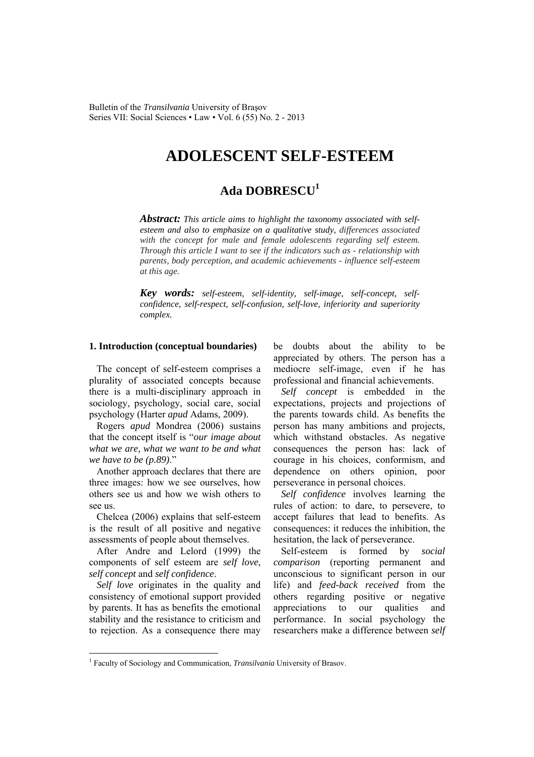# ADOLESCENT SELF-ESTEEM

## Ada DOBRESCU[1]

***Abstract:*** *This article aims to highlight the taxonomy associated with self-esteem and also to emphasize on a qualitative study, differences associated with the concept for male and female adolescents regarding self esteem. Through this article I want to see if the indicators such as - relationship with parents, body perception, and academic achievements - influence self-esteem at this age.*

***Key words:*** *self-esteem, self-identity, self-image, self-concept, self-confidence, self-respect, self-confusion, self-love, inferiority and superiority complex.*

### 1. Introduction (conceptual boundaries)

The concept of self-esteem comprises a plurality of associated concepts because there is a multi-disciplinary approach in sociology, psychology, social care, social psychology (Harter *apud* Adams, 2009).

Rogers *apud* Mondrea (2006) sustains that the concept itself is "*our image about what we are, what we want to be and what we have to be (p.89)*."

Another approach declares that there are three images: how we see ourselves, how others see us and how we wish others to see us.

Chelcea (2006) explains that self-esteem is the result of all positive and negative assessments of people about themselves.

After Andre and Lelord (1999) the components of self esteem are *self love*, *self concept* and *self confidence*.

*Self love* originates in the quality and consistency of emotional support provided by parents. It has as benefits the emotional stability and the resistance to criticism and to rejection. As a consequence there may be doubts about the ability to be appreciated by others. The person has a mediocre self-image, even if he has professional and financial achievements.

*Self concept* is embedded in the expectations, projects and projections of the parents towards child. As benefits the person has many ambitions and projects, which withstand obstacles. As negative consequences the person has: lack of courage in his choices, conformism, and dependence on others opinion, poor perseverance in personal choices.

*Self confidence* involves learning the rules of action: to dare, to persevere, to accept failures that lead to benefits. As consequences: it reduces the inhibition, the hesitation, the lack of perseverance.

Self-esteem is formed by *social comparison* (reporting permanent and unconscious to significant person in our life) and *feed-back received* from the others regarding positive or negative appreciations to our qualities and performance. In social psychology the researchers make a difference between *self*

---

[1] Faculty of Sociology and Communication, *Transilvania* University of Brasov.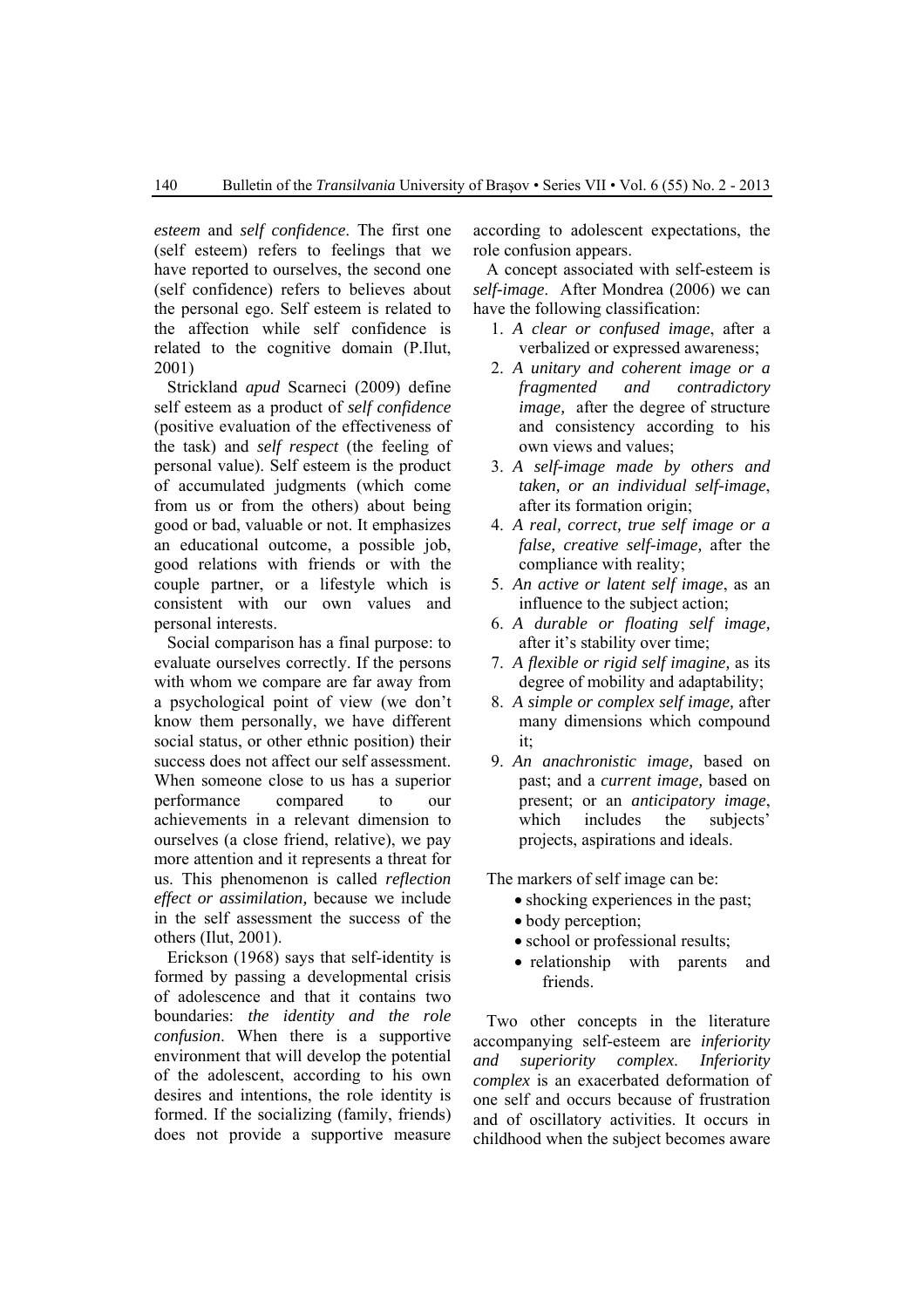*esteem* and *self confidence*. The first one (self esteem) refers to feelings that we have reported to ourselves, the second one (self confidence) refers to believes about the personal ego. Self esteem is related to the affection while self confidence is related to the cognitive domain (P.Ilut, 2001)

Strickland *apud* Scarneci (2009) define self esteem as a product of *self confidence* (positive evaluation of the effectiveness of the task) and *self respect* (the feeling of personal value). Self esteem is the product of accumulated judgments (which come from us or from the others) about being good or bad, valuable or not. It emphasizes an educational outcome, a possible job, good relations with friends or with the couple partner, or a lifestyle which is consistent with our own values and personal interests.

Social comparison has a final purpose: to evaluate ourselves correctly. If the persons with whom we compare are far away from a psychological point of view (we don't know them personally, we have different social status, or other ethnic position) their success does not affect our self assessment. When someone close to us has a superior performance compared to our achievements in a relevant dimension to ourselves (a close friend, relative), we pay more attention and it represents a threat for us. This phenomenon is called *reflection effect or assimilation,* because we include in the self assessment the success of the others (Ilut, 2001).

Erickson (1968) says that self-identity is formed by passing a developmental crisis of adolescence and that it contains two boundaries: *the identity and the role confusion*. When there is a supportive environment that will develop the potential of the adolescent, according to his own desires and intentions, the role identity is formed. If the socializing (family, friends) does not provide a supportive measure according to adolescent expectations, the role confusion appears.

A concept associated with self-esteem is *self-image*. After Mondrea (2006) we can have the following classification:

1. *A clear or confused image*, after a verbalized or expressed awareness;
2. *A unitary and coherent image or a fragmented and contradictory image,* after the degree of structure and consistency according to his own views and values;
3. *A self-image made by others and taken, or an individual self-image*, after its formation origin;
4. *A real, correct, true self image or a false, creative self-image,* after the compliance with reality;
5. *An active or latent self image*, as an influence to the subject action;
6. *A durable or floating self image,* after it's stability over time;
7. *A flexible or rigid self imagine,* as its degree of mobility and adaptability;
8. *A simple or complex self image,* after many dimensions which compound it;
9. *An anachronistic image,* based on past; and a *current image,* based on present; or an *anticipatory image*, which includes the subjects' projects, aspirations and ideals.

The markers of self image can be:

- shocking experiences in the past;
- body perception;
- school or professional results;
- relationship with parents and friends.

Two other concepts in the literature accompanying self-esteem are *inferiority and superiority complex. Inferiority complex* is an exacerbated deformation of one self and occurs because of frustration and of oscillatory activities. It occurs in childhood when the subject becomes aware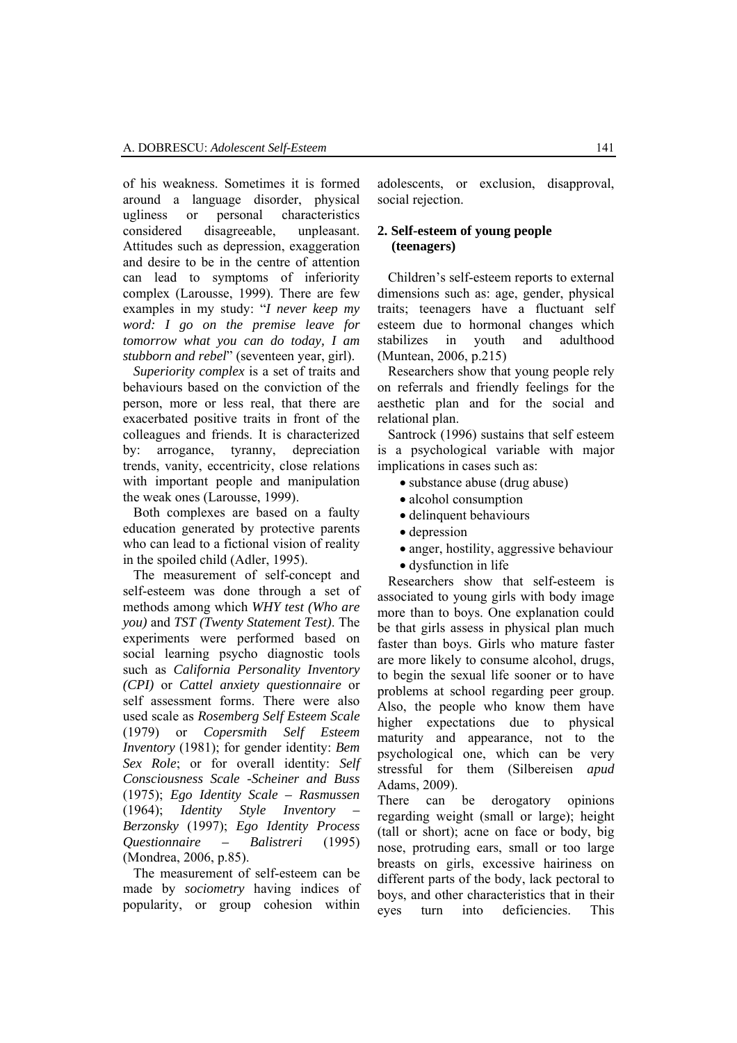of his weakness. Sometimes it is formed around a language disorder, physical ugliness or personal characteristics considered disagreeable, unpleasant. Attitudes such as depression, exaggeration and desire to be in the centre of attention can lead to symptoms of inferiority complex (Larousse, 1999). There are few examples in my study: "*I never keep my word: I go on the premise leave for tomorrow what you can do today, I am stubborn and rebel*" (seventeen year, girl).

*Superiority complex* is a set of traits and behaviours based on the conviction of the person, more or less real, that there are exacerbated positive traits in front of the colleagues and friends. It is characterized by: arrogance, tyranny, depreciation trends, vanity, eccentricity, close relations with important people and manipulation the weak ones (Larousse, 1999).

Both complexes are based on a faulty education generated by protective parents who can lead to a fictional vision of reality in the spoiled child (Adler, 1995).

The measurement of self-concept and self-esteem was done through a set of methods among which *WHY test (Who are you)* and *TST (Twenty Statement Test)*. The experiments were performed based on social learning psycho diagnostic tools such as *California Personality Inventory (CPI)* or *Cattel anxiety questionnaire* or self assessment forms. There were also used scale as *Rosemberg Self Esteem Scale* (1979) or *Copersmith Self Esteem Inventory* (1981); for gender identity: *Bem Sex Role*; or for overall identity: *Self Consciousness Scale -Scheiner and Buss* (1975); *Ego Identity Scale – Rasmussen* (1964); *Identity Style Inventory – Berzonsky* (1997); *Ego Identity Process Questionnaire – Balistreri* (1995) (Mondrea, 2006, p.85).

The measurement of self-esteem can be made by *sociometry* having indices of popularity, or group cohesion within adolescents, or exclusion, disapproval, social rejection.

## 2. Self-esteem of young people (teenagers)

Children's self-esteem reports to external dimensions such as: age, gender, physical traits; teenagers have a fluctuant self esteem due to hormonal changes which stabilizes in youth and adulthood (Muntean, 2006, p.215)

Researchers show that young people rely on referrals and friendly feelings for the aesthetic plan and for the social and relational plan.

Santrock (1996) sustains that self esteem is a psychological variable with major implications in cases such as:

- substance abuse (drug abuse)
- alcohol consumption
- delinquent behaviours
- depression
- anger, hostility, aggressive behaviour
- dysfunction in life

Researchers show that self-esteem is associated to young girls with body image more than to boys. One explanation could be that girls assess in physical plan much faster than boys. Girls who mature faster are more likely to consume alcohol, drugs, to begin the sexual life sooner or to have problems at school regarding peer group. Also, the people who know them have higher expectations due to physical maturity and appearance, not to the psychological one, which can be very stressful for them (Silbereisen *apud* Adams, 2009).

There can be derogatory opinions regarding weight (small or large); height (tall or short); acne on face or body, big nose, protruding ears, small or too large breasts on girls, excessive hairiness on different parts of the body, lack pectoral to boys, and other characteristics that in their eyes turn into deficiencies. This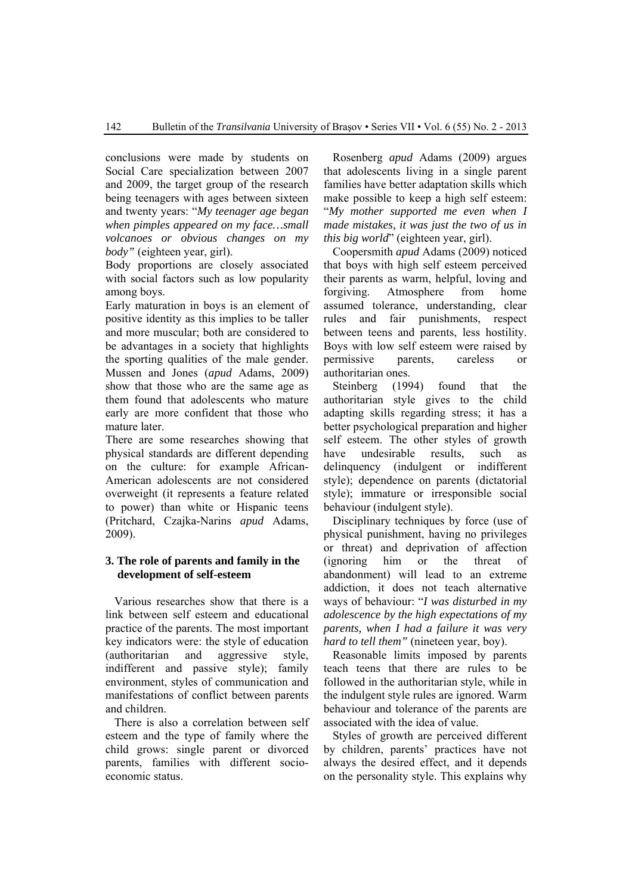conclusions were made by students on Social Care specialization between 2007 and 2009, the target group of the research being teenagers with ages between sixteen and twenty years: "*My teenager age began when pimples appeared on my face…small volcanoes or obvious changes on my body"* (eighteen year, girl).

Body proportions are closely associated with social factors such as low popularity among boys.

Early maturation in boys is an element of positive identity as this implies to be taller and more muscular; both are considered to be advantages in a society that highlights the sporting qualities of the male gender. Mussen and Jones (*apud* Adams, 2009) show that those who are the same age as them found that adolescents who mature early are more confident that those who mature later.

There are some researches showing that physical standards are different depending on the culture: for example African-American adolescents are not considered overweight (it represents a feature related to power) than white or Hispanic teens (Pritchard, Czajka-Narins *apud* Adams, 2009).

## 3. The role of parents and family in the development of self-esteem

Various researches show that there is a link between self esteem and educational practice of the parents. The most important key indicators were: the style of education (authoritarian and aggressive style, indifferent and passive style); family environment, styles of communication and manifestations of conflict between parents and children.

There is also a correlation between self esteem and the type of family where the child grows: single parent or divorced parents, families with different socio-economic status.

Rosenberg *apud* Adams (2009) argues that adolescents living in a single parent families have better adaptation skills which make possible to keep a high self esteem: "*My mother supported me even when I made mistakes, it was just the two of us in this big world*" (eighteen year, girl).

Coopersmith *apud* Adams (2009) noticed that boys with high self esteem perceived their parents as warm, helpful, loving and forgiving. Atmosphere from home assumed tolerance, understanding, clear rules and fair punishments, respect between teens and parents, less hostility. Boys with low self esteem were raised by permissive parents, careless or authoritarian ones.

Steinberg (1994) found that the authoritarian style gives to the child adapting skills regarding stress; it has a better psychological preparation and higher self esteem. The other styles of growth have undesirable results, such as delinquency (indulgent or indifferent style); dependence on parents (dictatorial style); immature or irresponsible social behaviour (indulgent style).

Disciplinary techniques by force (use of physical punishment, having no privileges or threat) and deprivation of affection (ignoring him or the threat of abandonment) will lead to an extreme addiction, it does not teach alternative ways of behaviour: "*I was disturbed in my adolescence by the high expectations of my parents, when I had a failure it was very hard to tell them"* (nineteen year, boy).

Reasonable limits imposed by parents teach teens that there are rules to be followed in the authoritarian style, while in the indulgent style rules are ignored. Warm behaviour and tolerance of the parents are associated with the idea of value.

Styles of growth are perceived different by children, parents' practices have not always the desired effect, and it depends on the personality style. This explains why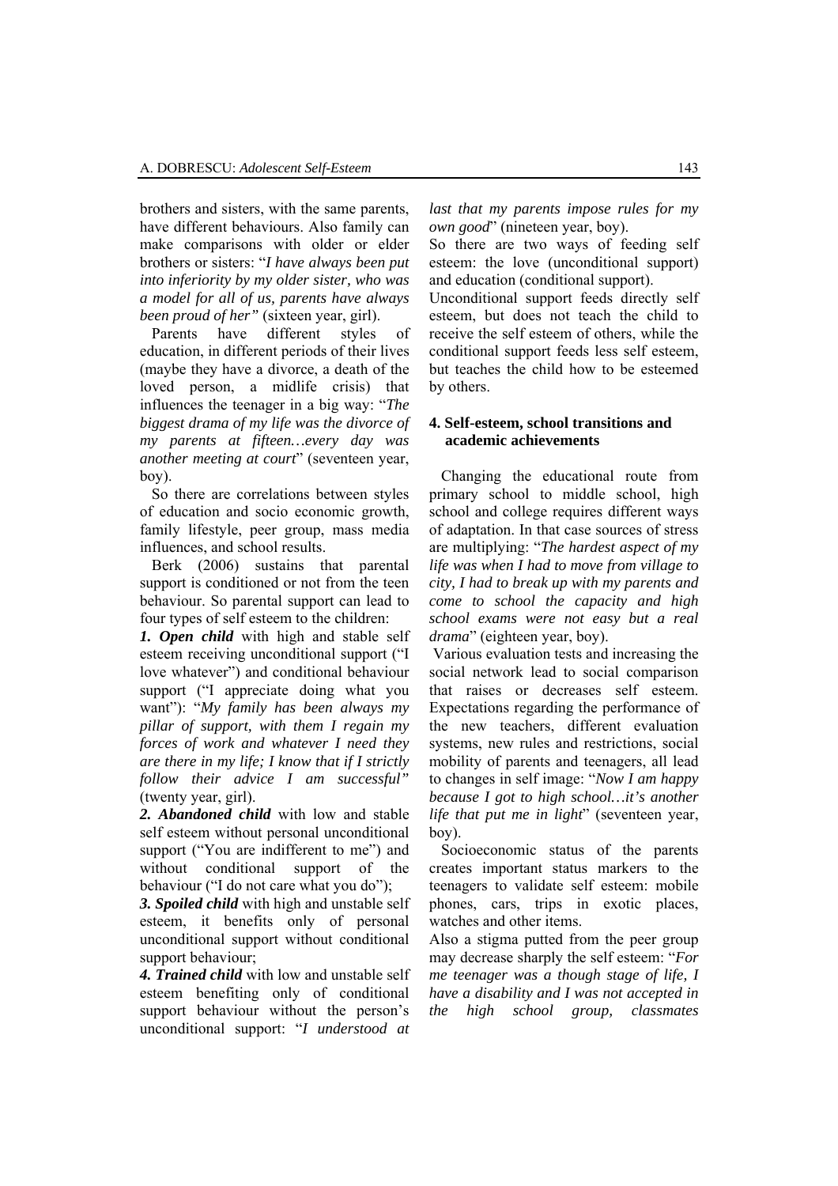brothers and sisters, with the same parents, have different behaviours. Also family can make comparisons with older or elder brothers or sisters: "*I have always been put into inferiority by my older sister, who was a model for all of us, parents have always been proud of her"* (sixteen year, girl).

Parents have different styles of education, in different periods of their lives (maybe they have a divorce, a death of the loved person, a midlife crisis) that influences the teenager in a big way: "*The biggest drama of my life was the divorce of my parents at fifteen…every day was another meeting at court*" (seventeen year, boy).

So there are correlations between styles of education and socio economic growth, family lifestyle, peer group, mass media influences, and school results.

Berk (2006) sustains that parental support is conditioned or not from the teen behaviour. So parental support can lead to four types of self esteem to the children:

***1. Open child*** with high and stable self esteem receiving unconditional support ("I love whatever") and conditional behaviour support ("I appreciate doing what you want"): "*My family has been always my pillar of support, with them I regain my forces of work and whatever I need they are there in my life; I know that if I strictly follow their advice I am successful"* (twenty year, girl).

***2. Abandoned child*** with low and stable self esteem without personal unconditional support ("You are indifferent to me") and without conditional support of the behaviour ("I do not care what you do");

***3. Spoiled child*** with high and unstable self esteem, it benefits only of personal unconditional support without conditional support behaviour;

***4. Trained child*** with low and unstable self esteem benefiting only of conditional support behaviour without the person's unconditional support: "*I understood at last that my parents impose rules for my own good*" (nineteen year, boy).

So there are two ways of feeding self esteem: the love (unconditional support) and education (conditional support).

Unconditional support feeds directly self esteem, but does not teach the child to receive the self esteem of others, while the conditional support feeds less self esteem, but teaches the child how to be esteemed by others.

## 4. Self-esteem, school transitions and academic achievements

Changing the educational route from primary school to middle school, high school and college requires different ways of adaptation. In that case sources of stress are multiplying: "*The hardest aspect of my life was when I had to move from village to city, I had to break up with my parents and come to school the capacity and high school exams were not easy but a real drama*" (eighteen year, boy).

Various evaluation tests and increasing the social network lead to social comparison that raises or decreases self esteem. Expectations regarding the performance of the new teachers, different evaluation systems, new rules and restrictions, social mobility of parents and teenagers, all lead to changes in self image: "*Now I am happy because I got to high school…it's another life that put me in light*" (seventeen year, boy).

Socioeconomic status of the parents creates important status markers to the teenagers to validate self esteem: mobile phones, cars, trips in exotic places, watches and other items.

Also a stigma putted from the peer group may decrease sharply the self esteem: "*For me teenager was a though stage of life, I have a disability and I was not accepted in the high school group, classmates*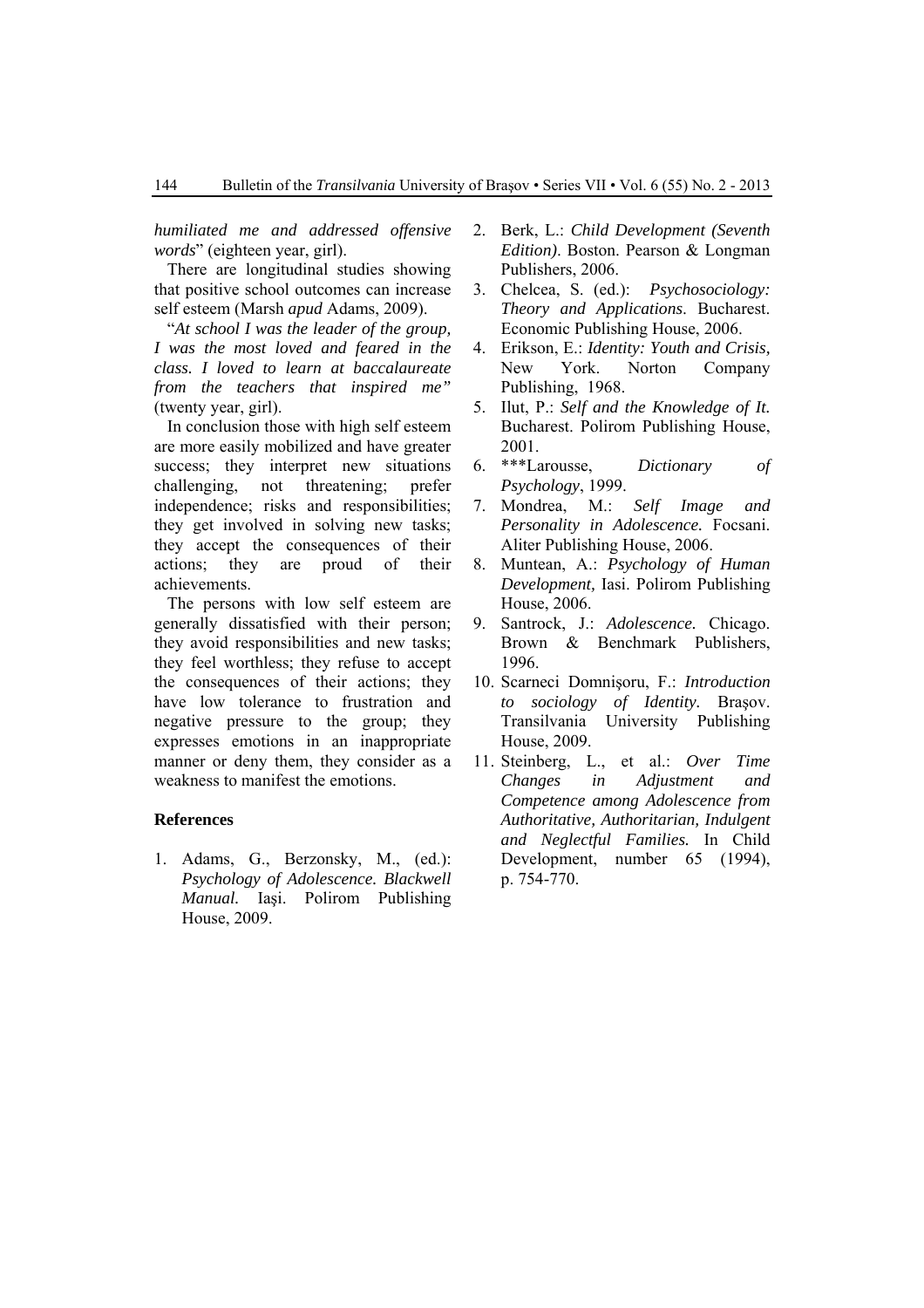*humiliated me and addressed offensive words*" (eighteen year, girl).

There are longitudinal studies showing that positive school outcomes can increase self esteem (Marsh *apud* Adams, 2009).

"*At school I was the leader of the group, I was the most loved and feared in the class. I loved to learn at baccalaureate from the teachers that inspired me"* (twenty year, girl).

In conclusion those with high self esteem are more easily mobilized and have greater success; they interpret new situations challenging, not threatening; prefer independence; risks and responsibilities; they get involved in solving new tasks; they accept the consequences of their actions; they are proud of their achievements.

The persons with low self esteem are generally dissatisfied with their person; they avoid responsibilities and new tasks; they feel worthless; they refuse to accept the consequences of their actions; they have low tolerance to frustration and negative pressure to the group; they expresses emotions in an inappropriate manner or deny them, they consider as a weakness to manifest the emotions.

## References

1. Adams, G., Berzonsky, M., (ed.): *Psychology of Adolescence. Blackwell Manual.* Iaşi. Polirom Publishing House, 2009.
2. Berk, L.: *Child Development (Seventh Edition)*. Boston. Pearson & Longman Publishers, 2006.
3. Chelcea, S. (ed.): *Psychosociology: Theory and Applications*. Bucharest. Economic Publishing House, 2006.
4. Erikson, E.: *Identity: Youth and Crisis,* New York. Norton Company Publishing, 1968.
5. Ilut, P.: *Self and the Knowledge of It.* Bucharest. Polirom Publishing House, 2001.
6. ***Larousse, *Dictionary of Psychology*, 1999.
7. Mondrea, M.: *Self Image and Personality in Adolescence.* Focsani. Aliter Publishing House, 2006.
8. Muntean, A.: *Psychology of Human Development,* Iasi. Polirom Publishing House, 2006.
9. Santrock, J.: *Adolescence.* Chicago. Brown & Benchmark Publishers, 1996.
10. Scarneci Domnişoru, F.: *Introduction to sociology of Identity.* Braşov. Transilvania University Publishing House, 2009.
11. Steinberg, L., et al.: *Over Time Changes in Adjustment and Competence among Adolescence from Authoritative, Authoritarian, Indulgent and Neglectful Families.* In Child Development, number 65 (1994), p. 754-770.